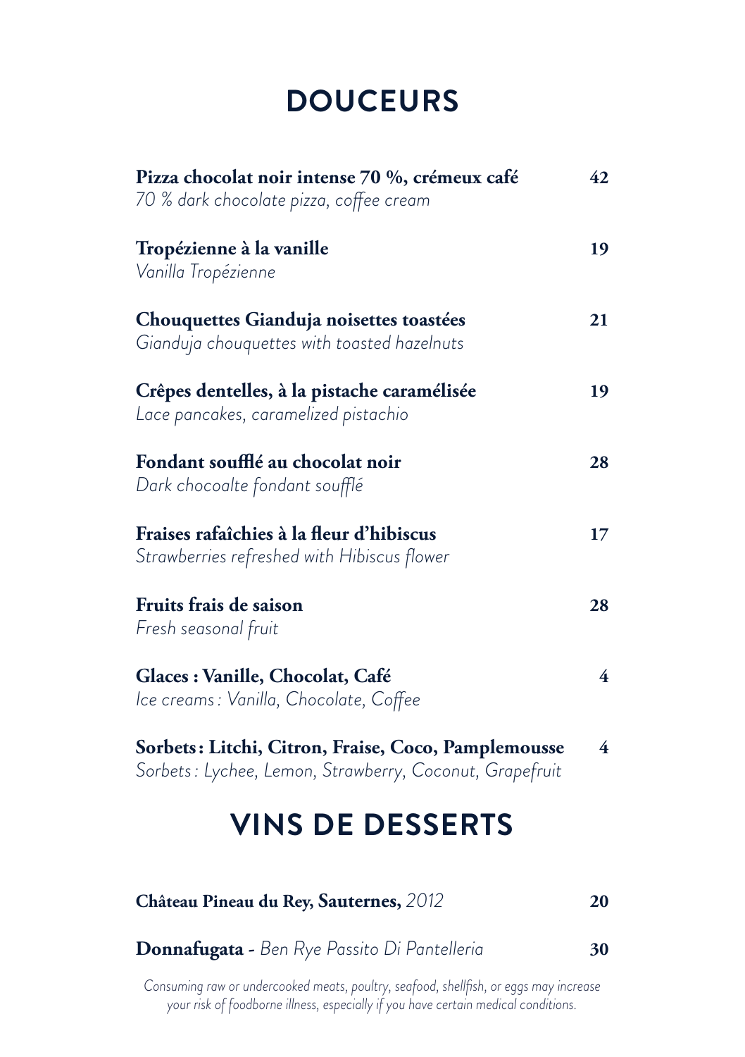# DOUCEURS

**Pizza chocolat noir intense 70 %, crémeux café** **42**
*70 % dark chocolate pizza, coffee cream*

**Tropézienne à la vanille** **19**
*Vanilla Tropézienne*

**Chouquettes Gianduja noisettes toastées** **21**
*Gianduja chouquettes with toasted hazelnuts*

**Crêpes dentelles, à la pistache caramélisée** **19**
*Lace pancakes, caramelized pistachio*

**Fondant soufflé au chocolat noir** **28**
*Dark chocoalte fondant soufflé*

**Fraises rafaîchies à la fleur d'hibiscus** **17**
*Strawberries refreshed with Hibiscus flower*

**Fruits frais de saison** **28**
*Fresh seasonal fruit*

**Glaces : Vanille, Chocolat, Café** **4**
*Ice creams : Vanilla, Chocolate, Coffee*

**Sorbets : Litchi, Citron, Fraise, Coco, Pamplemousse** **4**
*Sorbets : Lychee, Lemon, Strawberry, Coconut, Grapefruit*

# VINS DE DESSERTS

**Château Pineau du Rey, Sauternes,** *2012* **20**

**Donnafugata -** *Ben Rye Passito Di Pantelleria* **30**

*Consuming raw or undercooked meats, poultry, seafood, shellfish, or eggs may increase your risk of foodborne illness, especially if you have certain medical conditions.*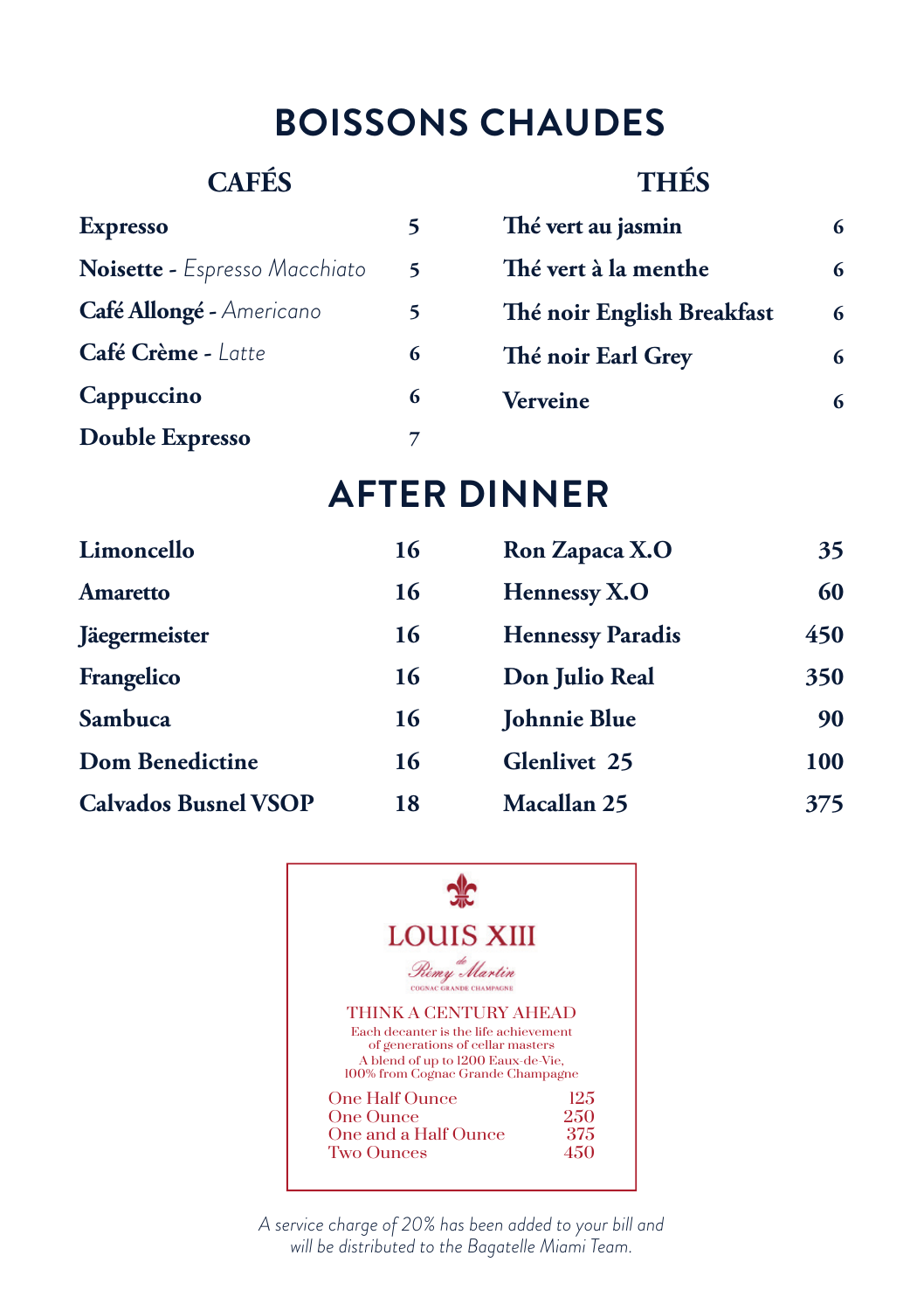# BOISSONS CHAUDES

## CAFÉS

| | |
|---|---|
| **Expresso** | 5 |
| **Noisette** - *Espresso Macchiato* | 5 |
| **Café Allongé** - *Americano* | 5 |
| **Café Crème** - *Latte* | 6 |
| **Cappuccino** | 6 |
| **Double Expresso** | 7 |

## THÉS

| | |
|---|---|
| **Thé vert au jasmin** | 6 |
| **Thé vert à la menthe** | 6 |
| **Thé noir English Breakfast** | 6 |
| **Thé noir Earl Grey** | 6 |
| **Verveine** | 6 |

# AFTER DINNER

| | |
|---|---|
| **Limoncello** | 16 |
| **Amaretto** | 16 |
| **Jäegermeister** | 16 |
| **Frangelico** | 16 |
| **Sambuca** | 16 |
| **Dom Benedictine** | 16 |
| **Calvados Busnel VSOP** | 18 |
| **Ron Zapaca X.O** | 35 |
| **Hennessy X.O** | 60 |
| **Hennessy Paradis** | 450 |
| **Don Julio Real** | 350 |
| **Johnnie Blue** | 90 |
| **Glenlivet 25** | 100 |
| **Macallan 25** | 375 |

## LOUIS XIII

de Rémy Martin

COGNAC GRANDE CHAMPAGNE

THINK A CENTURY AHEAD

Each decanter is the life achievement of generations of cellar masters

A blend of up to 1200 Eaux-de-Vie, 100% from Cognac Grande Champagne

| | |
|---|---|
| One Half Ounce | 125 |
| One Ounce | 250 |
| One and a Half Ounce | 375 |
| Two Ounces | 450 |

*A service charge of 20% has been added to your bill and will be distributed to the Bagatelle Miami Team.*